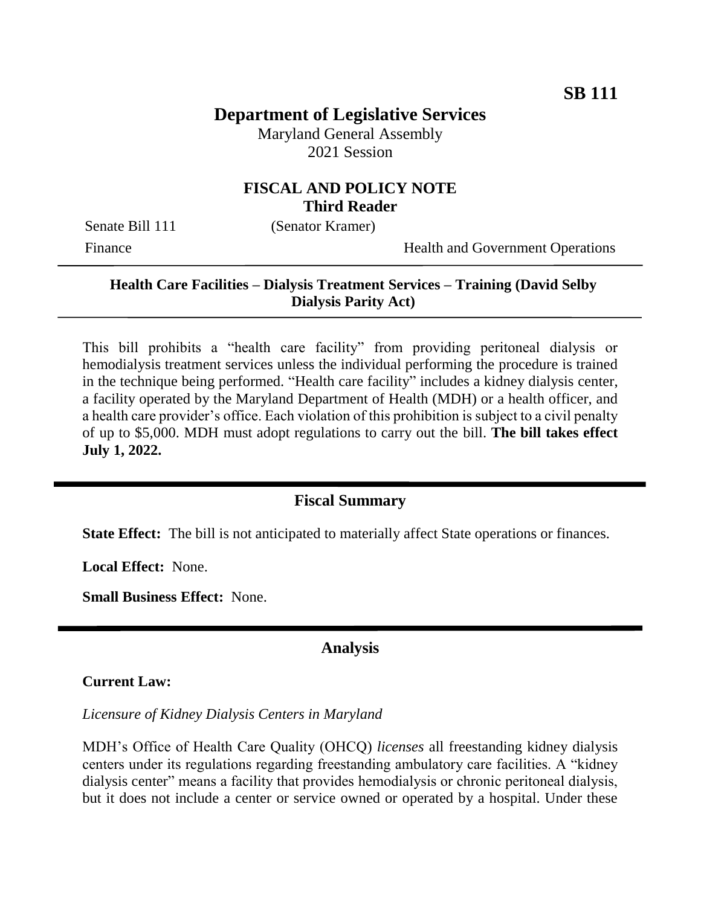**SB 111**

# Department of Legislative Services

Maryland General Assembly
2021 Session

## FISCAL AND POLICY NOTE
## Third Reader

Senate Bill 111 (Senator Kramer)

Finance Health and Government Operations

---

**Health Care Facilities – Dialysis Treatment Services – Training (David Selby Dialysis Parity Act)**

---

This bill prohibits a "health care facility" from providing peritoneal dialysis or hemodialysis treatment services unless the individual performing the procedure is trained in the technique being performed. "Health care facility" includes a kidney dialysis center, a facility operated by the Maryland Department of Health (MDH) or a health officer, and a health care provider's office. Each violation of this prohibition is subject to a civil penalty of up to $5,000. MDH must adopt regulations to carry out the bill. **The bill takes effect July 1, 2022.**

---

## Fiscal Summary

**State Effect:** The bill is not anticipated to materially affect State operations or finances.

**Local Effect:** None.

**Small Business Effect:** None.

---

## Analysis

**Current Law:**

*Licensure of Kidney Dialysis Centers in Maryland*

MDH's Office of Health Care Quality (OHCQ) *licenses* all freestanding kidney dialysis centers under its regulations regarding freestanding ambulatory care facilities. A "kidney dialysis center" means a facility that provides hemodialysis or chronic peritoneal dialysis, but it does not include a center or service owned or operated by a hospital. Under these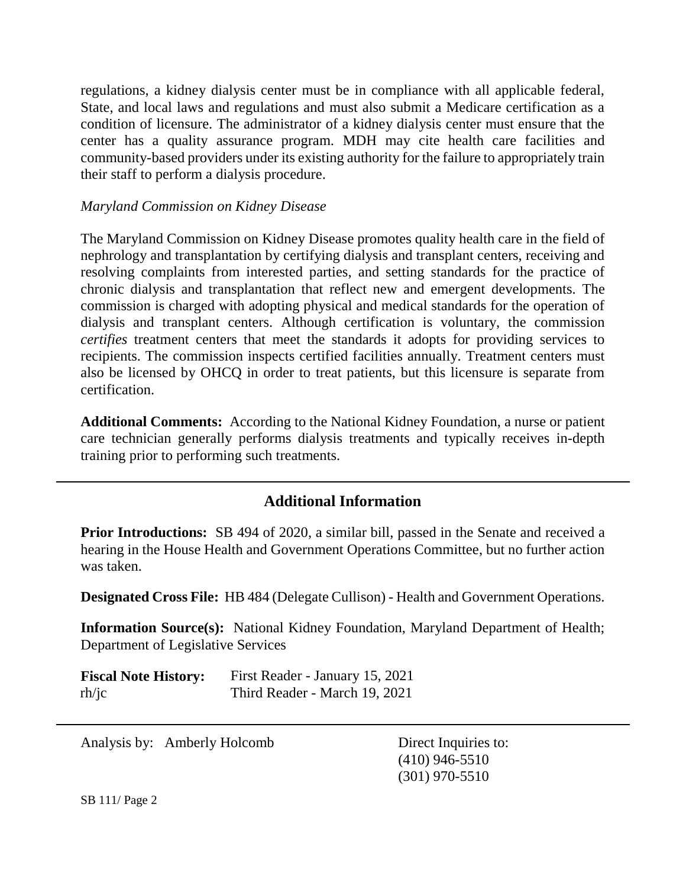regulations, a kidney dialysis center must be in compliance with all applicable federal, State, and local laws and regulations and must also submit a Medicare certification as a condition of licensure. The administrator of a kidney dialysis center must ensure that the center has a quality assurance program. MDH may cite health care facilities and community-based providers under its existing authority for the failure to appropriately train their staff to perform a dialysis procedure.

*Maryland Commission on Kidney Disease*

The Maryland Commission on Kidney Disease promotes quality health care in the field of nephrology and transplantation by certifying dialysis and transplant centers, receiving and resolving complaints from interested parties, and setting standards for the practice of chronic dialysis and transplantation that reflect new and emergent developments. The commission is charged with adopting physical and medical standards for the operation of dialysis and transplant centers. Although certification is voluntary, the commission *certifies* treatment centers that meet the standards it adopts for providing services to recipients. The commission inspects certified facilities annually. Treatment centers must also be licensed by OHCQ in order to treat patients, but this licensure is separate from certification.

**Additional Comments:** According to the National Kidney Foundation, a nurse or patient care technician generally performs dialysis treatments and typically receives in-depth training prior to performing such treatments.

---

## Additional Information

**Prior Introductions:** SB 494 of 2020, a similar bill, passed in the Senate and received a hearing in the House Health and Government Operations Committee, but no further action was taken.

**Designated Cross File:** HB 484 (Delegate Cullison) - Health and Government Operations.

**Information Source(s):** National Kidney Foundation, Maryland Department of Health; Department of Legislative Services

**Fiscal Note History:** First Reader - January 15, 2021
rh/jc Third Reader - March 19, 2021

---

Analysis by: Amberly Holcomb

Direct Inquiries to:
(410) 946-5510
(301) 970-5510